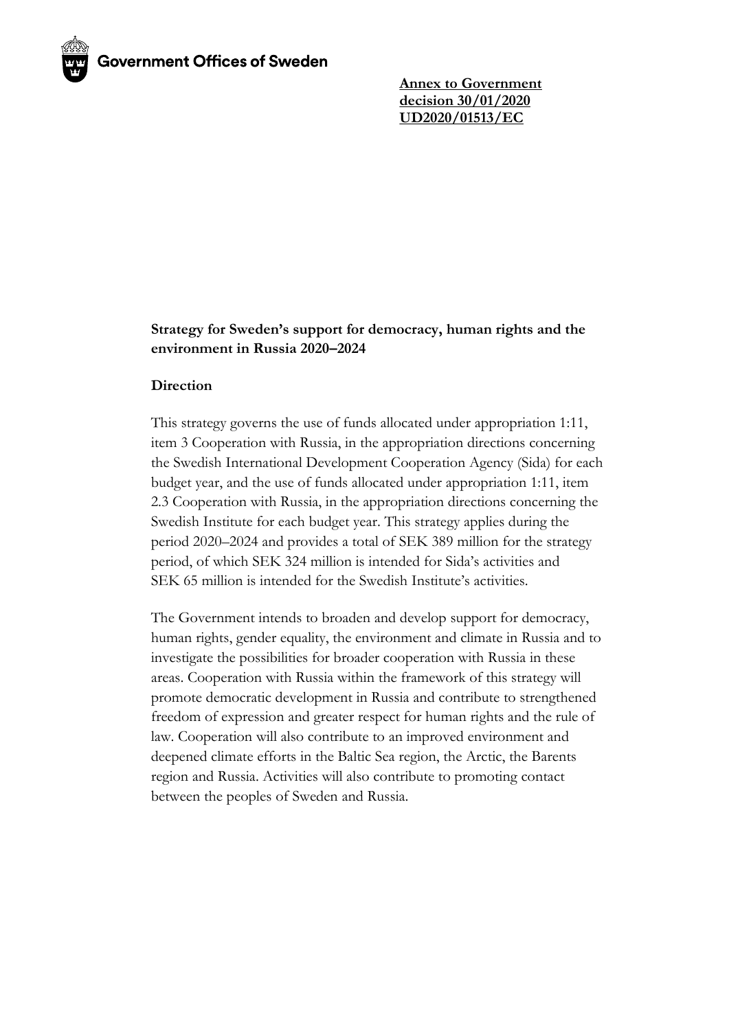Government Offices of Sweden

**Annex to Government decision 30/01/2020 UD2020/01513/EC**

**Strategy for Sweden's support for democracy, human rights and the environment in Russia 2020–2024**

**Direction**

This strategy governs the use of funds allocated under appropriation 1:11, item 3 Cooperation with Russia, in the appropriation directions concerning the Swedish International Development Cooperation Agency (Sida) for each budget year, and the use of funds allocated under appropriation 1:11, item 2.3 Cooperation with Russia, in the appropriation directions concerning the Swedish Institute for each budget year. This strategy applies during the period 2020–2024 and provides a total of SEK 389 million for the strategy period, of which SEK 324 million is intended for Sida's activities and SEK 65 million is intended for the Swedish Institute's activities.

The Government intends to broaden and develop support for democracy, human rights, gender equality, the environment and climate in Russia and to investigate the possibilities for broader cooperation with Russia in these areas. Cooperation with Russia within the framework of this strategy will promote democratic development in Russia and contribute to strengthened freedom of expression and greater respect for human rights and the rule of law. Cooperation will also contribute to an improved environment and deepened climate efforts in the Baltic Sea region, the Arctic, the Barents region and Russia. Activities will also contribute to promoting contact between the peoples of Sweden and Russia.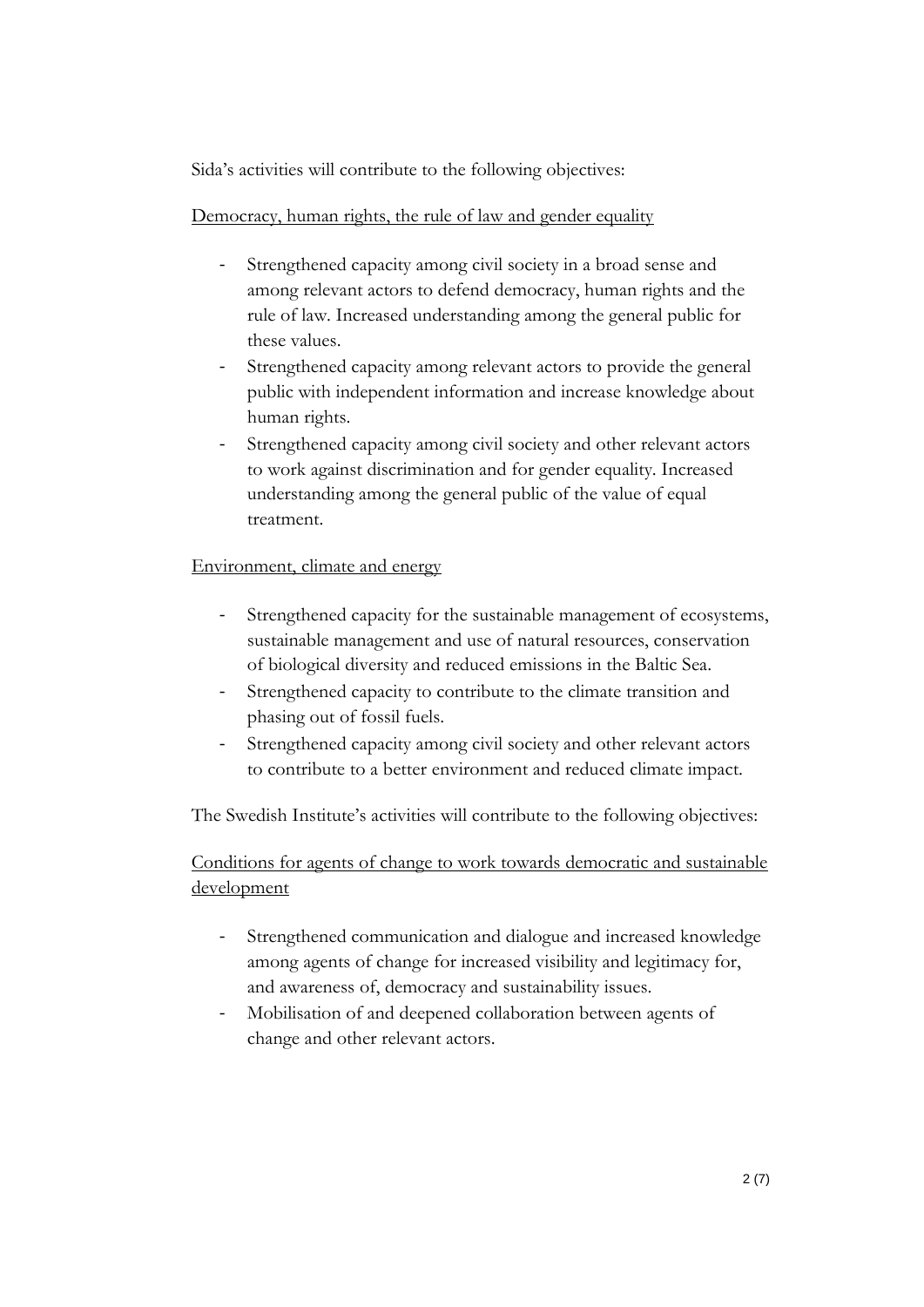Sida's activities will contribute to the following objectives:

Democracy, human rights, the rule of law and gender equality

- Strengthened capacity among civil society in a broad sense and among relevant actors to defend democracy, human rights and the rule of law. Increased understanding among the general public for these values.
- Strengthened capacity among relevant actors to provide the general public with independent information and increase knowledge about human rights.
- Strengthened capacity among civil society and other relevant actors to work against discrimination and for gender equality. Increased understanding among the general public of the value of equal treatment.

Environment, climate and energy

- Strengthened capacity for the sustainable management of ecosystems, sustainable management and use of natural resources, conservation of biological diversity and reduced emissions in the Baltic Sea.
- Strengthened capacity to contribute to the climate transition and phasing out of fossil fuels.
- Strengthened capacity among civil society and other relevant actors to contribute to a better environment and reduced climate impact.

The Swedish Institute's activities will contribute to the following objectives:

Conditions for agents of change to work towards democratic and sustainable development

- Strengthened communication and dialogue and increased knowledge among agents of change for increased visibility and legitimacy for, and awareness of, democracy and sustainability issues.
- Mobilisation of and deepened collaboration between agents of change and other relevant actors.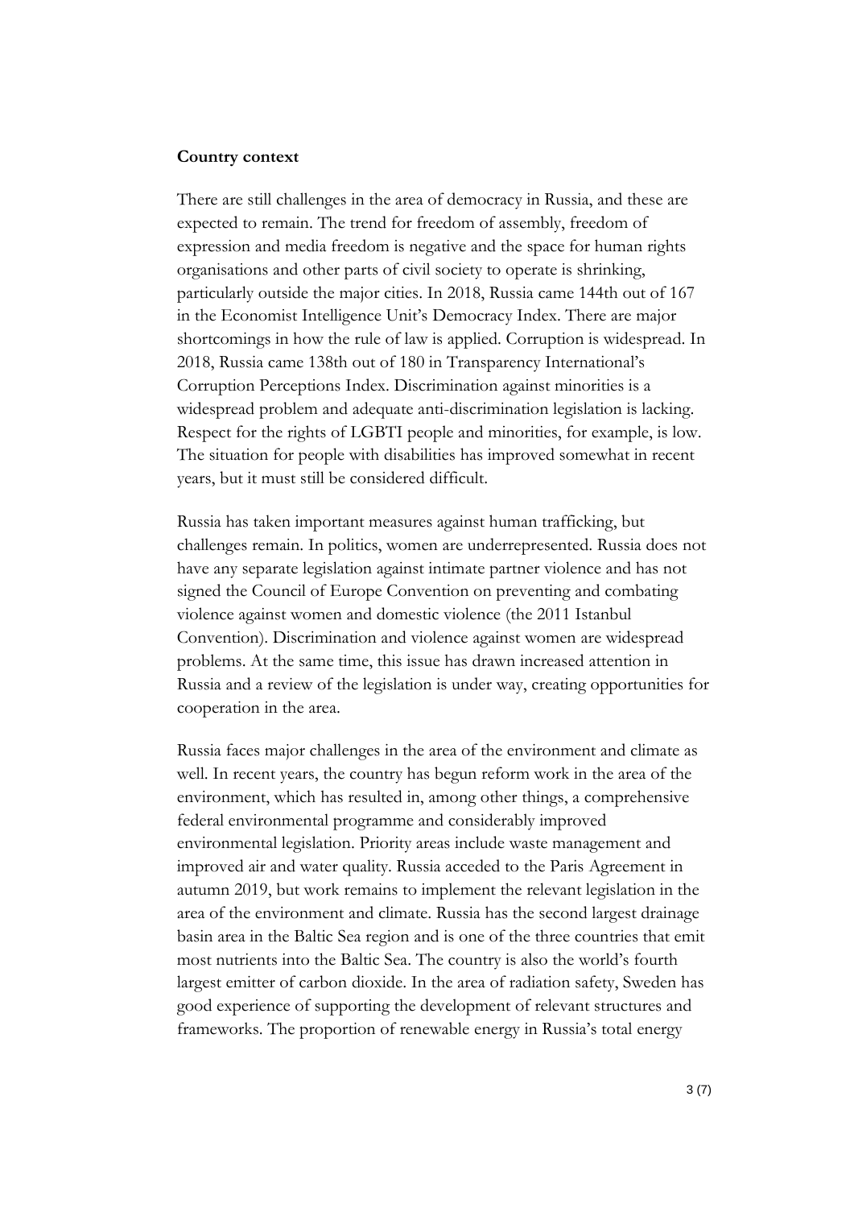**Country context**

There are still challenges in the area of democracy in Russia, and these are expected to remain. The trend for freedom of assembly, freedom of expression and media freedom is negative and the space for human rights organisations and other parts of civil society to operate is shrinking, particularly outside the major cities. In 2018, Russia came 144th out of 167 in the Economist Intelligence Unit's Democracy Index. There are major shortcomings in how the rule of law is applied. Corruption is widespread. In 2018, Russia came 138th out of 180 in Transparency International's Corruption Perceptions Index. Discrimination against minorities is a widespread problem and adequate anti-discrimination legislation is lacking. Respect for the rights of LGBTI people and minorities, for example, is low. The situation for people with disabilities has improved somewhat in recent years, but it must still be considered difficult.

Russia has taken important measures against human trafficking, but challenges remain. In politics, women are underrepresented. Russia does not have any separate legislation against intimate partner violence and has not signed the Council of Europe Convention on preventing and combating violence against women and domestic violence (the 2011 Istanbul Convention). Discrimination and violence against women are widespread problems. At the same time, this issue has drawn increased attention in Russia and a review of the legislation is under way, creating opportunities for cooperation in the area.

Russia faces major challenges in the area of the environment and climate as well. In recent years, the country has begun reform work in the area of the environment, which has resulted in, among other things, a comprehensive federal environmental programme and considerably improved environmental legislation. Priority areas include waste management and improved air and water quality. Russia acceded to the Paris Agreement in autumn 2019, but work remains to implement the relevant legislation in the area of the environment and climate. Russia has the second largest drainage basin area in the Baltic Sea region and is one of the three countries that emit most nutrients into the Baltic Sea. The country is also the world's fourth largest emitter of carbon dioxide. In the area of radiation safety, Sweden has good experience of supporting the development of relevant structures and frameworks. The proportion of renewable energy in Russia's total energy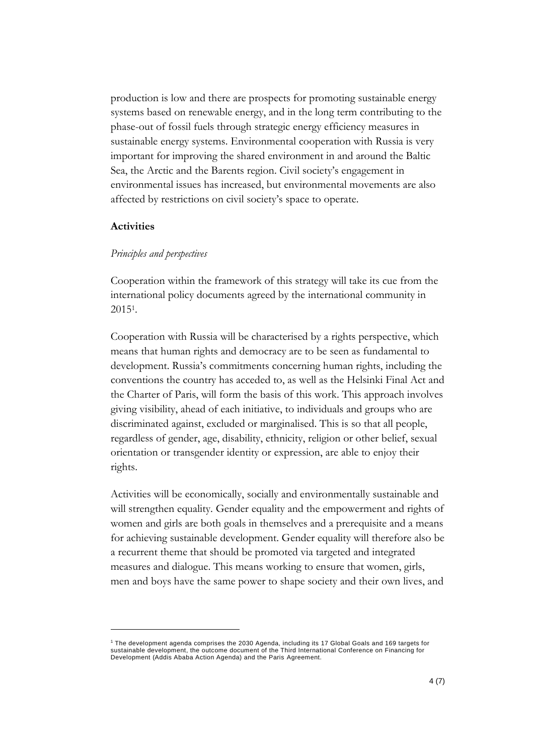production is low and there are prospects for promoting sustainable energy systems based on renewable energy, and in the long term contributing to the phase-out of fossil fuels through strategic energy efficiency measures in sustainable energy systems. Environmental cooperation with Russia is very important for improving the shared environment in and around the Baltic Sea, the Arctic and the Barents region. Civil society's engagement in environmental issues has increased, but environmental movements are also affected by restrictions on civil society's space to operate.

**Activities**

*Principles and perspectives*

Cooperation within the framework of this strategy will take its cue from the international policy documents agreed by the international community in 2015[1].

Cooperation with Russia will be characterised by a rights perspective, which means that human rights and democracy are to be seen as fundamental to development. Russia's commitments concerning human rights, including the conventions the country has acceded to, as well as the Helsinki Final Act and the Charter of Paris, will form the basis of this work. This approach involves giving visibility, ahead of each initiative, to individuals and groups who are discriminated against, excluded or marginalised. This is so that all people, regardless of gender, age, disability, ethnicity, religion or other belief, sexual orientation or transgender identity or expression, are able to enjoy their rights.

Activities will be economically, socially and environmentally sustainable and will strengthen equality. Gender equality and the empowerment and rights of women and girls are both goals in themselves and a prerequisite and a means for achieving sustainable development. Gender equality will therefore also be a recurrent theme that should be promoted via targeted and integrated measures and dialogue. This means working to ensure that women, girls, men and boys have the same power to shape society and their own lives, and

[1] The development agenda comprises the 2030 Agenda, including its 17 Global Goals and 169 targets for sustainable development, the outcome document of the Third International Conference on Financing for Development (Addis Ababa Action Agenda) and the Paris Agreement.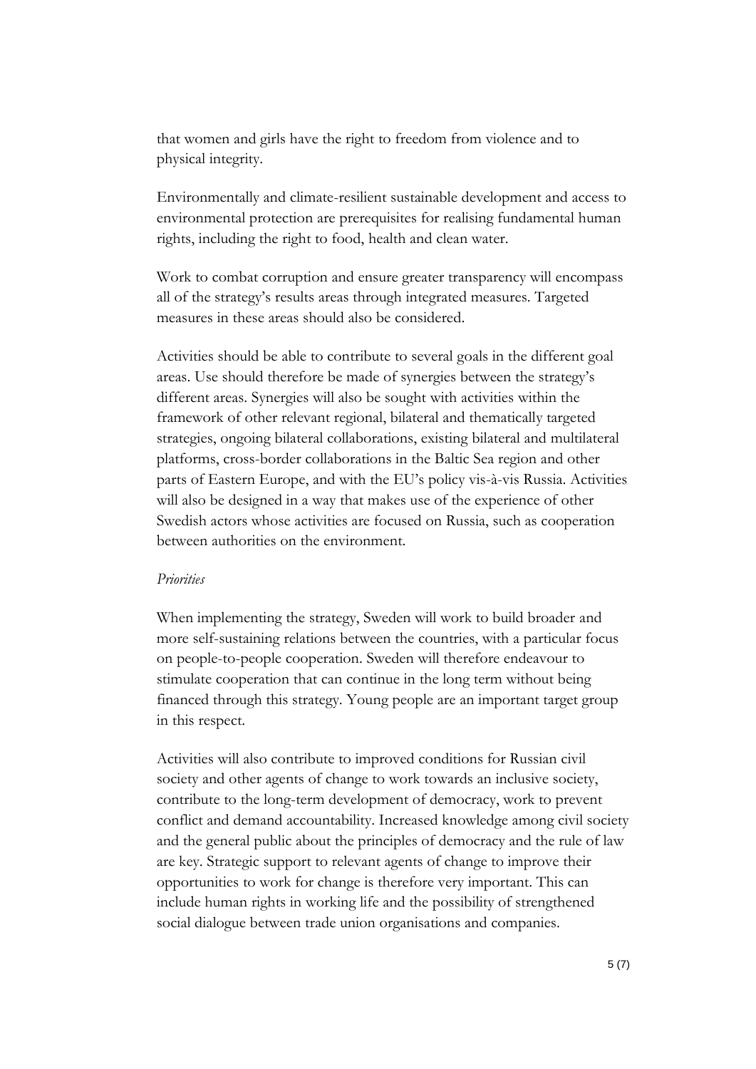that women and girls have the right to freedom from violence and to physical integrity.

Environmentally and climate-resilient sustainable development and access to environmental protection are prerequisites for realising fundamental human rights, including the right to food, health and clean water.

Work to combat corruption and ensure greater transparency will encompass all of the strategy's results areas through integrated measures. Targeted measures in these areas should also be considered.

Activities should be able to contribute to several goals in the different goal areas. Use should therefore be made of synergies between the strategy's different areas. Synergies will also be sought with activities within the framework of other relevant regional, bilateral and thematically targeted strategies, ongoing bilateral collaborations, existing bilateral and multilateral platforms, cross-border collaborations in the Baltic Sea region and other parts of Eastern Europe, and with the EU's policy vis-à-vis Russia. Activities will also be designed in a way that makes use of the experience of other Swedish actors whose activities are focused on Russia, such as cooperation between authorities on the environment.

*Priorities*

When implementing the strategy, Sweden will work to build broader and more self-sustaining relations between the countries, with a particular focus on people-to-people cooperation. Sweden will therefore endeavour to stimulate cooperation that can continue in the long term without being financed through this strategy. Young people are an important target group in this respect.

Activities will also contribute to improved conditions for Russian civil society and other agents of change to work towards an inclusive society, contribute to the long-term development of democracy, work to prevent conflict and demand accountability. Increased knowledge among civil society and the general public about the principles of democracy and the rule of law are key. Strategic support to relevant agents of change to improve their opportunities to work for change is therefore very important. This can include human rights in working life and the possibility of strengthened social dialogue between trade union organisations and companies.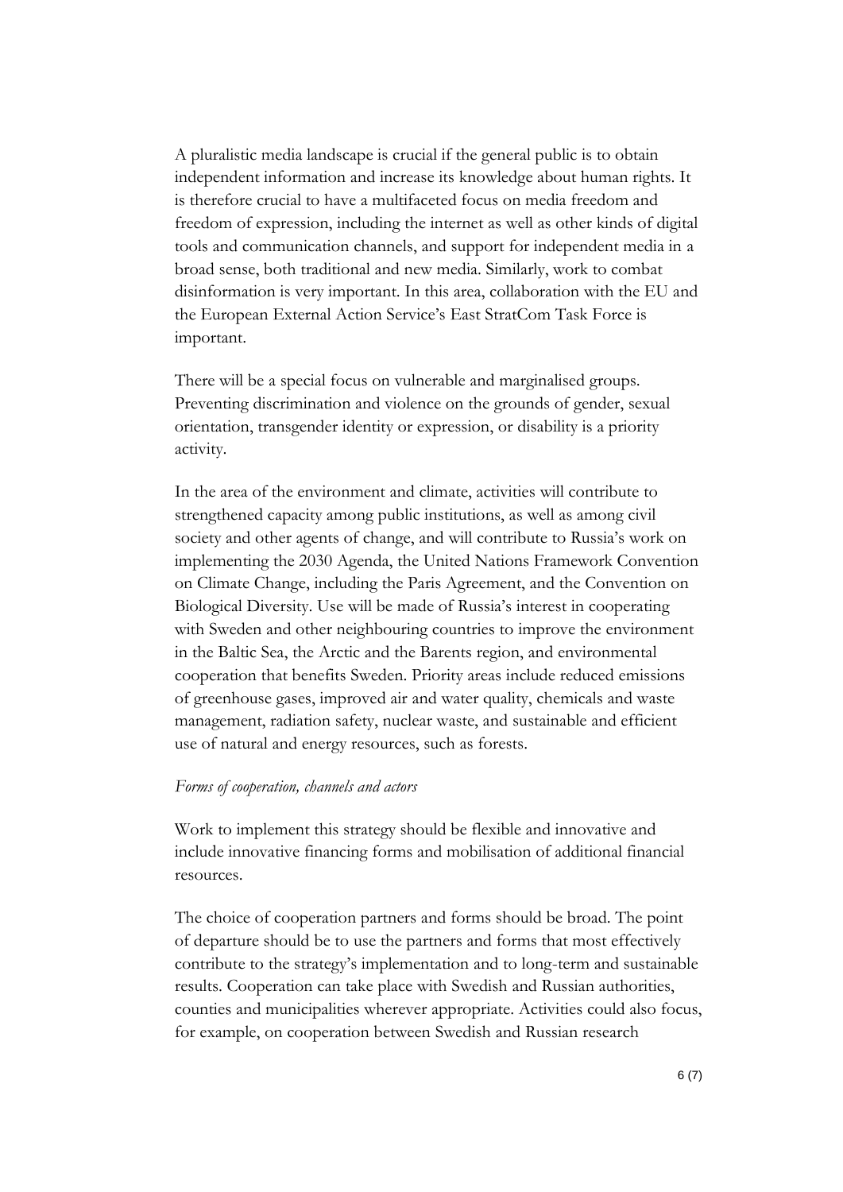A pluralistic media landscape is crucial if the general public is to obtain independent information and increase its knowledge about human rights. It is therefore crucial to have a multifaceted focus on media freedom and freedom of expression, including the internet as well as other kinds of digital tools and communication channels, and support for independent media in a broad sense, both traditional and new media. Similarly, work to combat disinformation is very important. In this area, collaboration with the EU and the European External Action Service's East StratCom Task Force is important.

There will be a special focus on vulnerable and marginalised groups. Preventing discrimination and violence on the grounds of gender, sexual orientation, transgender identity or expression, or disability is a priority activity.

In the area of the environment and climate, activities will contribute to strengthened capacity among public institutions, as well as among civil society and other agents of change, and will contribute to Russia's work on implementing the 2030 Agenda, the United Nations Framework Convention on Climate Change, including the Paris Agreement, and the Convention on Biological Diversity. Use will be made of Russia's interest in cooperating with Sweden and other neighbouring countries to improve the environment in the Baltic Sea, the Arctic and the Barents region, and environmental cooperation that benefits Sweden. Priority areas include reduced emissions of greenhouse gases, improved air and water quality, chemicals and waste management, radiation safety, nuclear waste, and sustainable and efficient use of natural and energy resources, such as forests.

*Forms of cooperation, channels and actors*

Work to implement this strategy should be flexible and innovative and include innovative financing forms and mobilisation of additional financial resources.

The choice of cooperation partners and forms should be broad. The point of departure should be to use the partners and forms that most effectively contribute to the strategy's implementation and to long-term and sustainable results. Cooperation can take place with Swedish and Russian authorities, counties and municipalities wherever appropriate. Activities could also focus, for example, on cooperation between Swedish and Russian research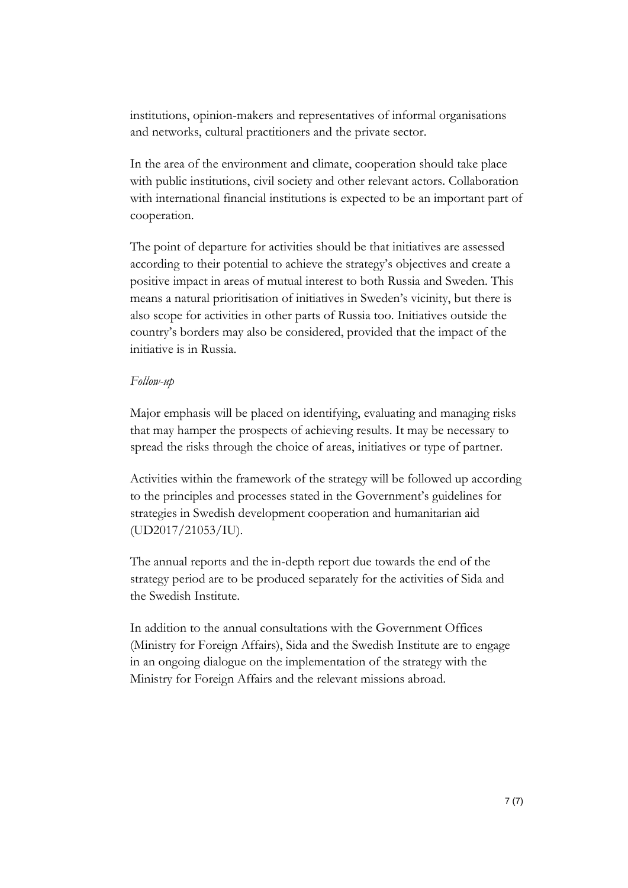institutions, opinion-makers and representatives of informal organisations and networks, cultural practitioners and the private sector.

In the area of the environment and climate, cooperation should take place with public institutions, civil society and other relevant actors. Collaboration with international financial institutions is expected to be an important part of cooperation.

The point of departure for activities should be that initiatives are assessed according to their potential to achieve the strategy's objectives and create a positive impact in areas of mutual interest to both Russia and Sweden. This means a natural prioritisation of initiatives in Sweden's vicinity, but there is also scope for activities in other parts of Russia too. Initiatives outside the country's borders may also be considered, provided that the impact of the initiative is in Russia.

*Follow-up*

Major emphasis will be placed on identifying, evaluating and managing risks that may hamper the prospects of achieving results. It may be necessary to spread the risks through the choice of areas, initiatives or type of partner.

Activities within the framework of the strategy will be followed up according to the principles and processes stated in the Government's guidelines for strategies in Swedish development cooperation and humanitarian aid (UD2017/21053/IU).

The annual reports and the in-depth report due towards the end of the strategy period are to be produced separately for the activities of Sida and the Swedish Institute.

In addition to the annual consultations with the Government Offices (Ministry for Foreign Affairs), Sida and the Swedish Institute are to engage in an ongoing dialogue on the implementation of the strategy with the Ministry for Foreign Affairs and the relevant missions abroad.